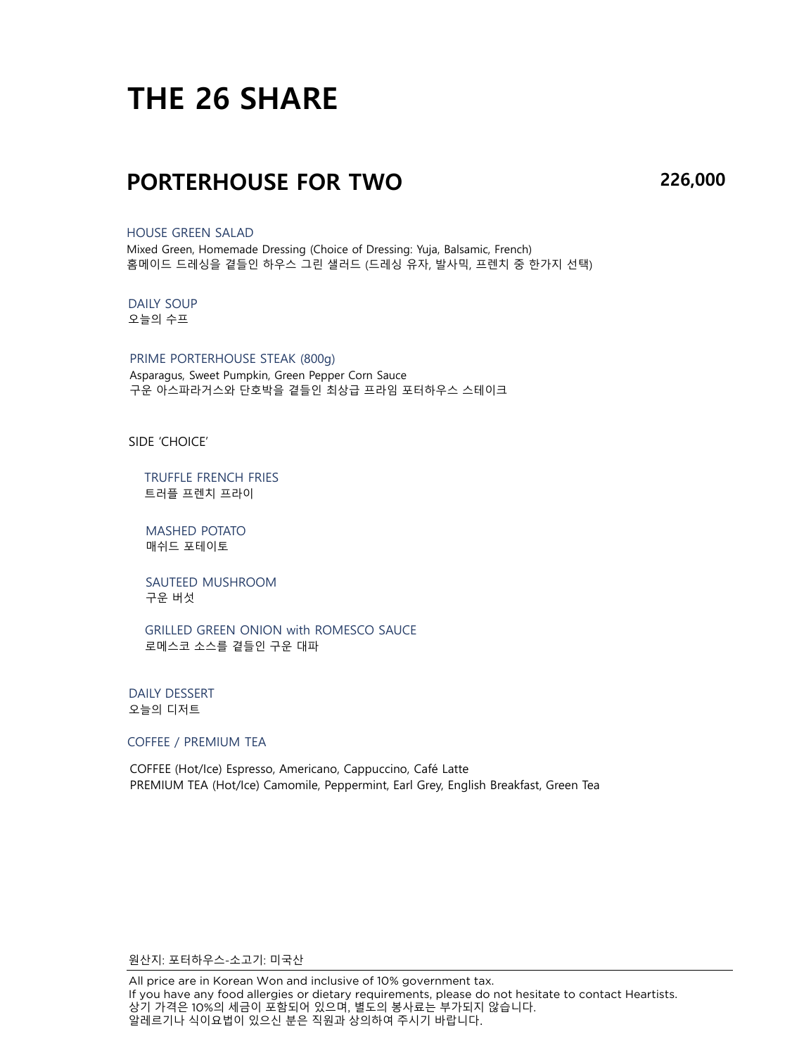# THE 26 SHARE

## PORTERHOUSE FOR TWO

**226,000**

HOUSE GREEN SALAD
Mixed Green, Homemade Dressing (Choice of Dressing: Yuja, Balsamic, French)
홈메이드 드레싱을 곁들인 하우스 그린 샐러드 (드레싱 유자, 발사믹, 프렌치 중 한가지 선택)

DAILY SOUP
오늘의 수프

PRIME PORTERHOUSE STEAK (800g)
Asparagus, Sweet Pumpkin, Green Pepper Corn Sauce
구운 아스파라거스와 단호박을 곁들인 최상급 프라임 포터하우스 스테이크

SIDE 'CHOICE'

TRUFFLE FRENCH FRIES
트러플 프렌치 프라이

MASHED POTATO
매쉬드 포테이토

SAUTEED MUSHROOM
구운 버섯

GRILLED GREEN ONION with ROMESCO SAUCE
로메스코 소스를 곁들인 구운 대파

DAILY DESSERT
오늘의 디저트

COFFEE / PREMIUM TEA

COFFEE (Hot/Ice) Espresso, Americano, Cappuccino, Café Latte
PREMIUM TEA (Hot/Ice) Camomile, Peppermint, Earl Grey, English Breakfast, Green Tea

원산지: 포터하우스-소고기: 미국산

---

All price are in Korean Won and inclusive of 10% government tax.
If you have any food allergies or dietary requirements, please do not hesitate to contact Heartists.
상기 가격은 10%의 세금이 포함되어 있으며, 별도의 봉사료는 부가되지 않습니다.
알레르기나 식이요법이 있으신 분은 직원과 상의하여 주시기 바랍니다.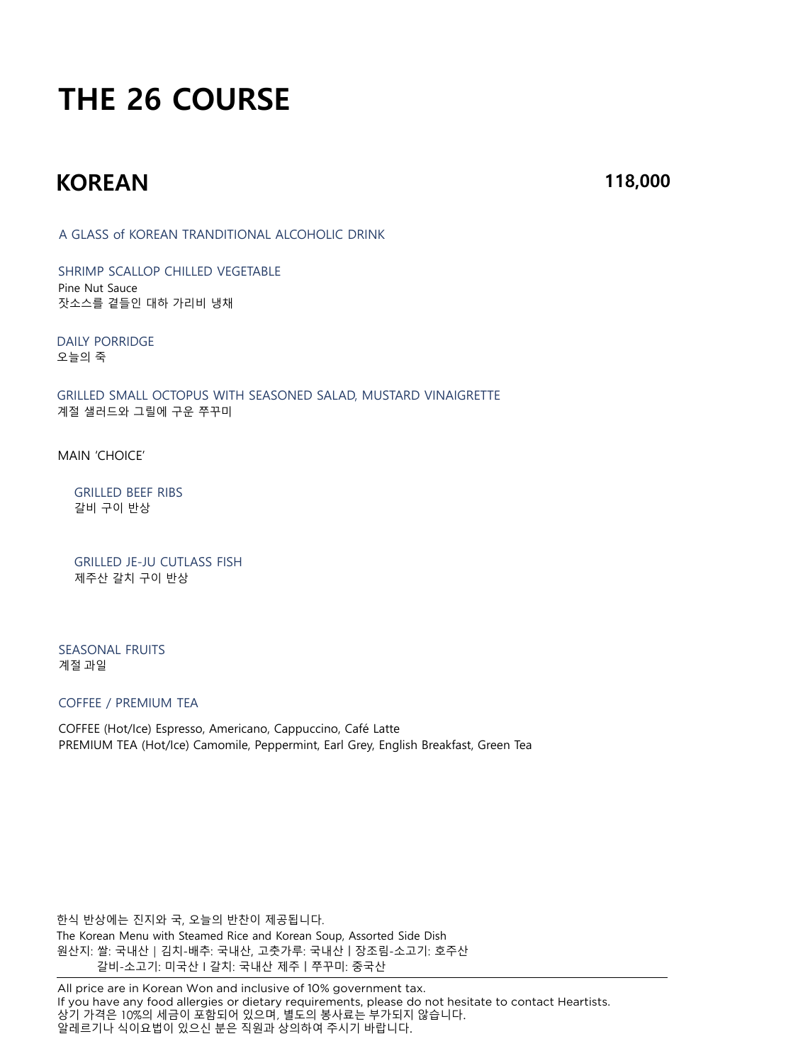# THE 26 COURSE

## KOREAN

**118,000**

A GLASS of KOREAN TRANDITIONAL ALCOHOLIC DRINK

SHRIMP SCALLOP CHILLED VEGETABLE
Pine Nut Sauce
잣소스를 곁들인 대하 가리비 냉채

DAILY PORRIDGE
오늘의 죽

GRILLED SMALL OCTOPUS WITH SEASONED SALAD, MUSTARD VINAIGRETTE
계절 샐러드와 그릴에 구운 쭈꾸미

MAIN 'CHOICE'

GRILLED BEEF RIBS
갈비 구이 반상

GRILLED JE-JU CUTLASS FISH
제주산 갈치 구이 반상

SEASONAL FRUITS
계절 과일

COFFEE / PREMIUM TEA

COFFEE (Hot/Ice) Espresso, Americano, Cappuccino, Café Latte
PREMIUM TEA (Hot/Ice) Camomile, Peppermint, Earl Grey, English Breakfast, Green Tea

한식 반상에는 진지와 국, 오늘의 반찬이 제공됩니다.
The Korean Menu with Steamed Rice and Korean Soup, Assorted Side Dish
원산지: 쌀: 국내산 | 김치-배추: 국내산, 고춧가루: 국내산 | 장조림-소고기: 호주산
갈비-소고기: 미국산 | 갈치: 국내산 제주 | 쭈꾸미: 중국산

---

All price are in Korean Won and inclusive of 10% government tax.
If you have any food allergies or dietary requirements, please do not hesitate to contact Heartists.
상기 가격은 10%의 세금이 포함되어 있으며, 별도의 봉사료는 부가되지 않습니다.
알레르기나 식이요법이 있으신 분은 직원과 상의하여 주시기 바랍니다.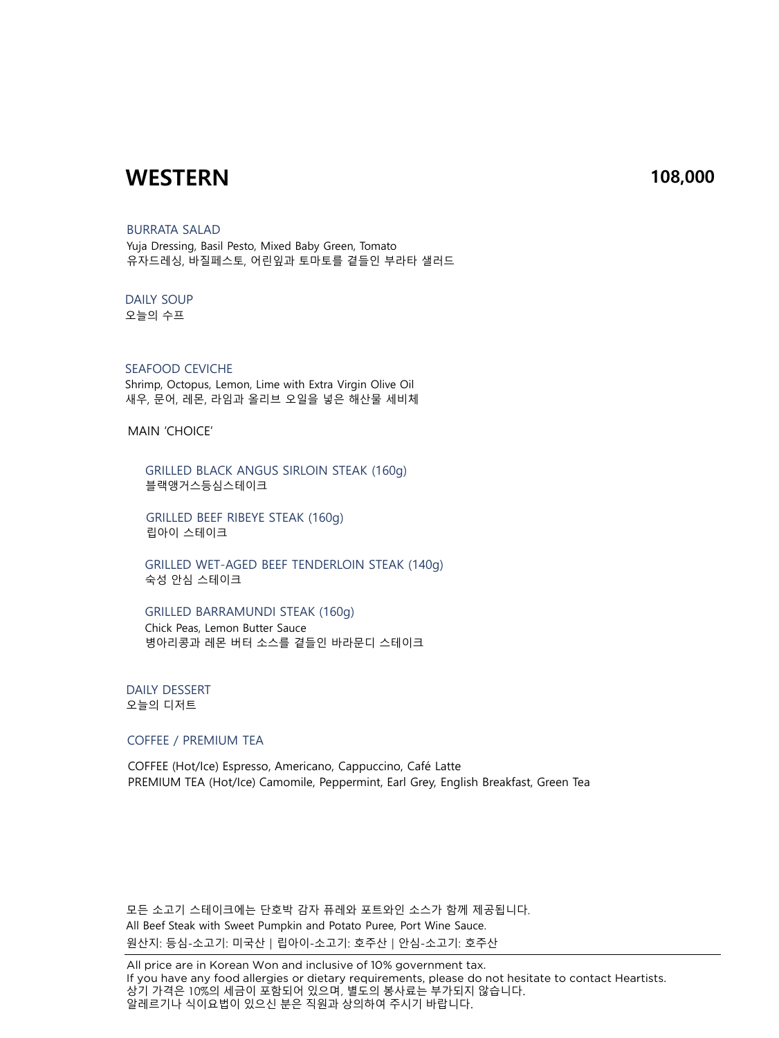# WESTERN

**108,000**

### BURRATA SALAD

Yuja Dressing, Basil Pesto, Mixed Baby Green, Tomato
유자드레싱, 바질페스토, 어린잎과 토마토를 곁들인 부라타 샐러드

### DAILY SOUP

오늘의 수프

### SEAFOOD CEVICHE

Shrimp, Octopus, Lemon, Lime with Extra Virgin Olive Oil
새우, 문어, 레몬, 라임과 올리브 오일을 넣은 해산물 세비체

MAIN 'CHOICE'

#### GRILLED BLACK ANGUS SIRLOIN STEAK (160g)

블랙앵거스등심스테이크

#### GRILLED BEEF RIBEYE STEAK (160g)

립아이 스테이크

#### GRILLED WET-AGED BEEF TENDERLOIN STEAK (140g)

숙성 안심 스테이크

#### GRILLED BARRAMUNDI STEAK (160g)

Chick Peas, Lemon Butter Sauce
병아리콩과 레몬 버터 소스를 곁들인 바라문디 스테이크

### DAILY DESSERT

오늘의 디저트

### COFFEE / PREMIUM TEA

COFFEE (Hot/Ice) Espresso, Americano, Cappuccino, Café Latte
PREMIUM TEA (Hot/Ice) Camomile, Peppermint, Earl Grey, English Breakfast, Green Tea

모든 소고기 스테이크에는 단호박 감자 퓨레와 포트와인 소스가 함께 제공됩니다.
All Beef Steak with Sweet Pumpkin and Potato Puree, Port Wine Sauce.
원산지: 등심-소고기: 미국산 | 립아이-소고기: 호주산 | 안심-소고기: 호주산

---

All price are in Korean Won and inclusive of 10% government tax.
If you have any food allergies or dietary requirements, please do not hesitate to contact Heartists.
상기 가격은 10%의 세금이 포함되어 있으며, 별도의 봉사료는 부가되지 않습니다.
알레르기나 식이요법이 있으신 분은 직원과 상의하여 주시기 바랍니다.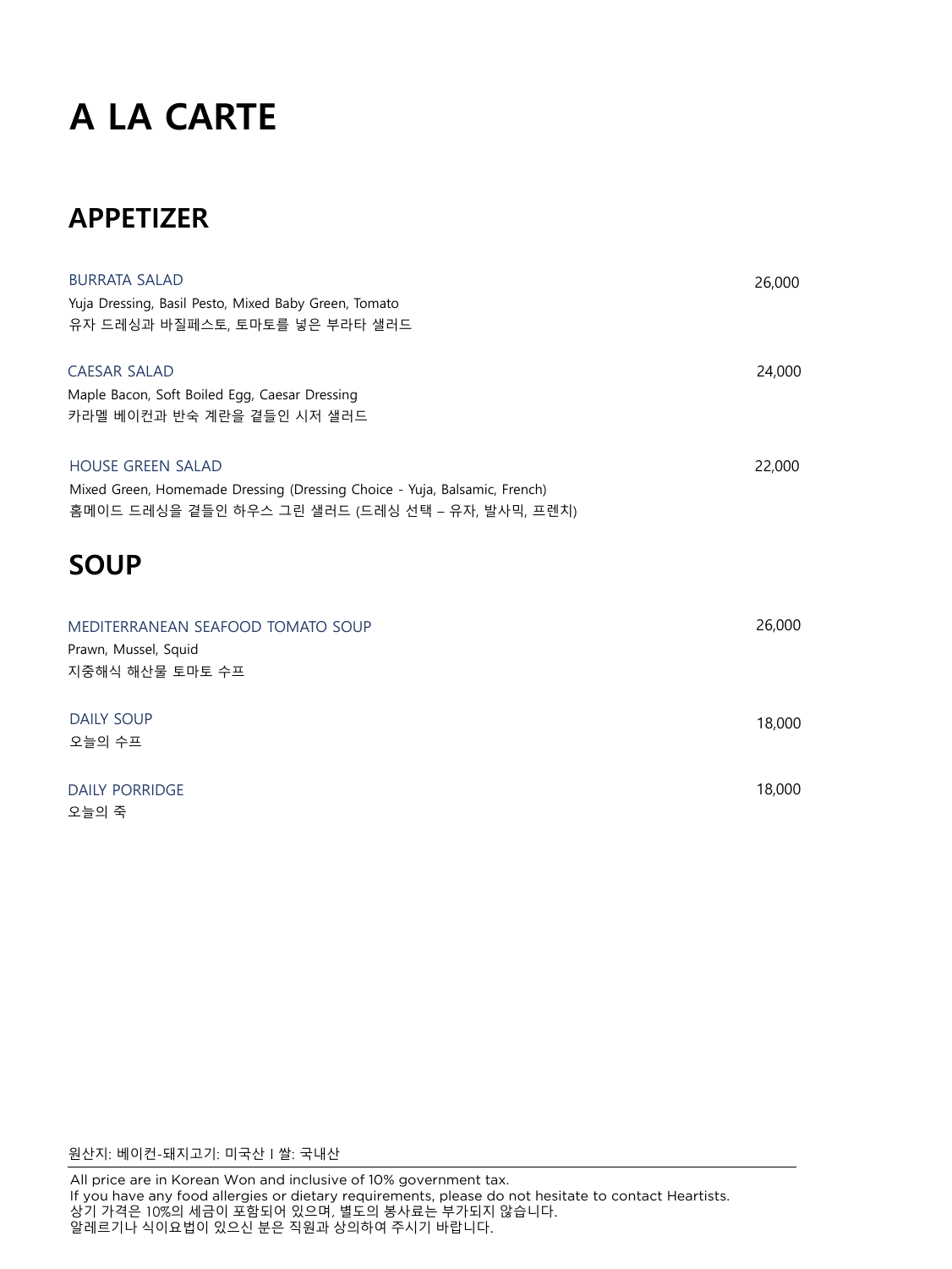# A LA CARTE

## APPETIZER

BURRATA SALAD 26,000
Yuja Dressing, Basil Pesto, Mixed Baby Green, Tomato
유자 드레싱과 바질페스토, 토마토를 넣은 부라타 샐러드

CAESAR SALAD 24,000
Maple Bacon, Soft Boiled Egg, Caesar Dressing
카라멜 베이컨과 반숙 계란을 곁들인 시저 샐러드

HOUSE GREEN SALAD 22,000
Mixed Green, Homemade Dressing (Dressing Choice - Yuja, Balsamic, French)
홈메이드 드레싱을 곁들인 하우스 그린 샐러드 (드레싱 선택 – 유자, 발사믹, 프렌치)

## SOUP

MEDITERRANEAN SEAFOOD TOMATO SOUP 26,000
Prawn, Mussel, Squid
지중해식 해산물 토마토 수프

DAILY SOUP 18,000
오늘의 수프

DAILY PORRIDGE 18,000
오늘의 죽

원산지: 베이컨-돼지고기: 미국산 I 쌀: 국내산

All price are in Korean Won and inclusive of 10% government tax.
If you have any food allergies or dietary requirements, please do not hesitate to contact Heartists.
상기 가격은 10%의 세금이 포함되어 있으며, 별도의 봉사료는 부가되지 않습니다.
알레르기나 식이요법이 있으신 분은 직원과 상의하여 주시기 바랍니다.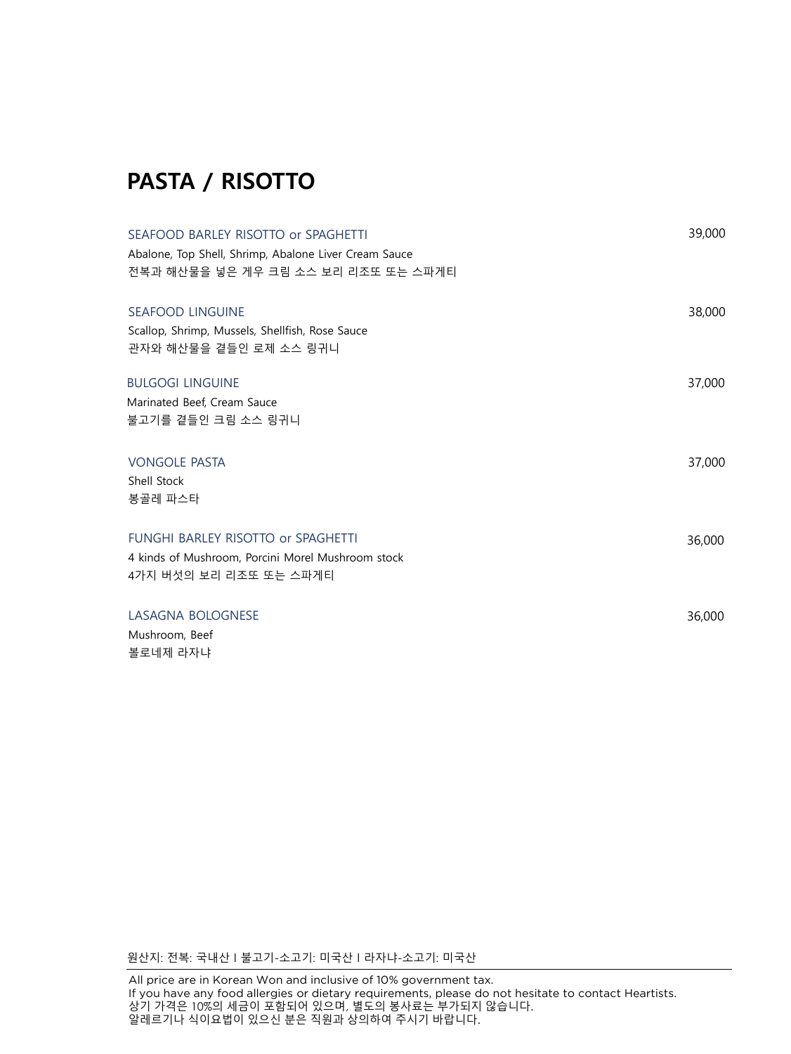# PASTA / RISOTTO

SEAFOOD BARLEY RISOTTO or SPAGHETTI 39,000
Abalone, Top Shell, Shrimp, Abalone Liver Cream Sauce
전복과 해산물을 넣은 게우 크림 소스 보리 리조또 또는 스파게티

SEAFOOD LINGUINE 38,000
Scallop, Shrimp, Mussels, Shellfish, Rose Sauce
관자와 해산물을 곁들인 로제 소스 링귀니

BULGOGI LINGUINE 37,000
Marinated Beef, Cream Sauce
불고기를 곁들인 크림 소스 링귀니

VONGOLE PASTA 37,000
Shell Stock
봉골레 파스타

FUNGHI BARLEY RISOTTO or SPAGHETTI 36,000
4 kinds of Mushroom, Porcini Morel Mushroom stock
4가지 버섯의 보리 리조또 또는 스파게티

LASAGNA BOLOGNESE 36,000
Mushroom, Beef
볼로네제 라자냐

원산지: 전복: 국내산 I 불고기-소고기: 미국산 I 라자냐-소고기: 미국산

---

All price are in Korean Won and inclusive of 10% government tax.
If you have any food allergies or dietary requirements, please do not hesitate to contact Heartists.
상기 가격은 10%의 세금이 포함되어 있으며, 별도의 봉사료는 부가되지 않습니다.
알레르기나 식이요법이 있으신 분은 직원과 상의하여 주시기 바랍니다.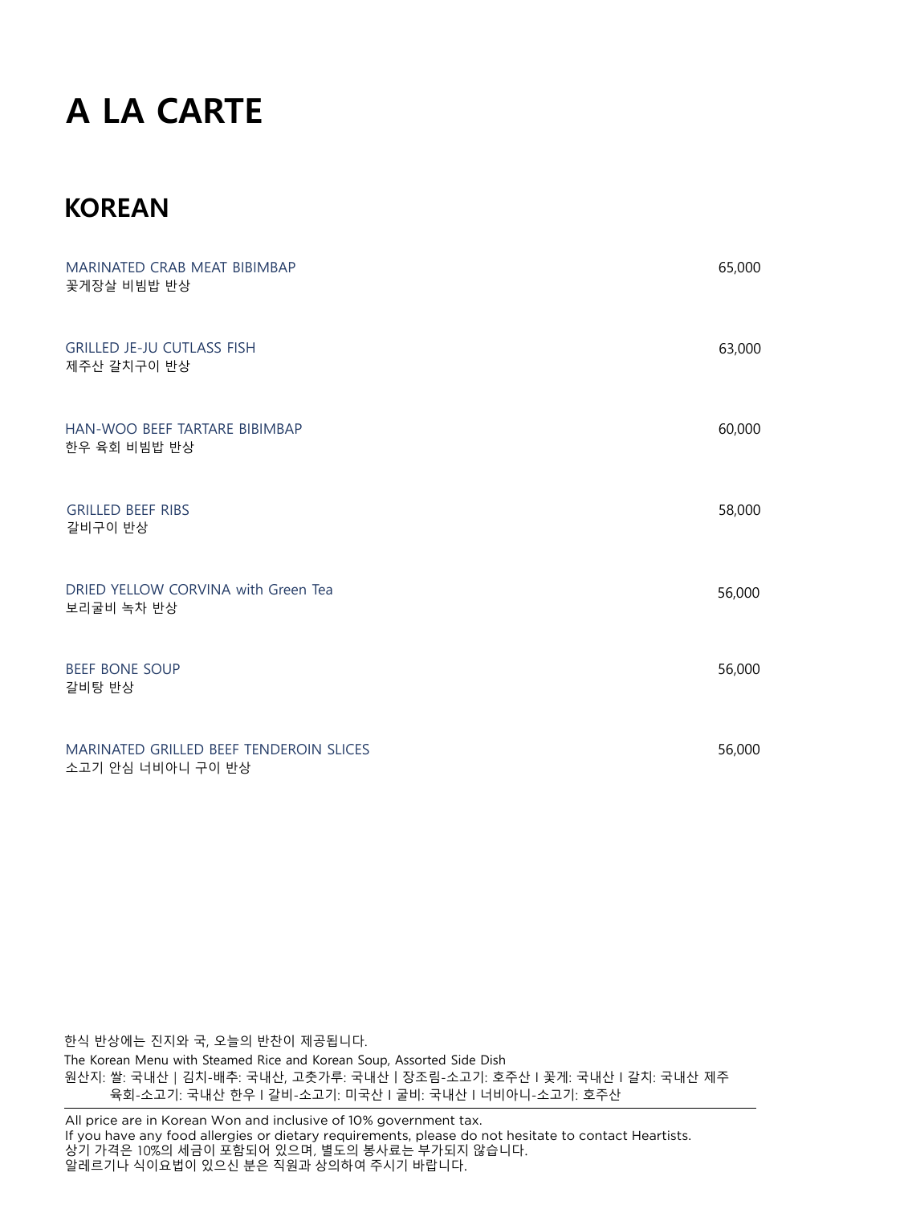# A LA CARTE

## KOREAN

| Menu | Price |
|---|---|
| MARINATED CRAB MEAT BIBIMBAP<br>꽃게장살 비빔밥 반상 | 65,000 |
| GRILLED JE-JU CUTLASS FISH<br>제주산 갈치구이 반상 | 63,000 |
| HAN-WOO BEEF TARTARE BIBIMBAP<br>한우 육회 비빔밥 반상 | 60,000 |
| GRILLED BEEF RIBS<br>갈비구이 반상 | 58,000 |
| DRIED YELLOW CORVINA with Green Tea<br>보리굴비 녹차 반상 | 56,000 |
| BEEF BONE SOUP<br>갈비탕 반상 | 56,000 |
| MARINATED GRILLED BEEF TENDEROIN SLICES<br>소고기 안심 너비아니 구이 반상 | 56,000 |

한식 반상에는 진지와 국, 오늘의 반찬이 제공됩니다.
The Korean Menu with Steamed Rice and Korean Soup, Assorted Side Dish
원산지: 쌀: 국내산 | 김치-배추: 국내산, 고춧가루: 국내산 I 장조림-소고기: 호주산 I 꽃게: 국내산 I 갈치: 국내산 제주
육회-소고기: 국내산 한우 I 갈비-소고기: 미국산 I 굴비: 국내산 I 너비아니-소고기: 호주산

All price are in Korean Won and inclusive of 10% government tax.
If you have any food allergies or dietary requirements, please do not hesitate to contact Heartists.
상기 가격은 10%의 세금이 포함되어 있으며, 별도의 봉사료는 부가되지 않습니다.
알레르기나 식이요법이 있으신 분은 직원과 상의하여 주시기 바랍니다.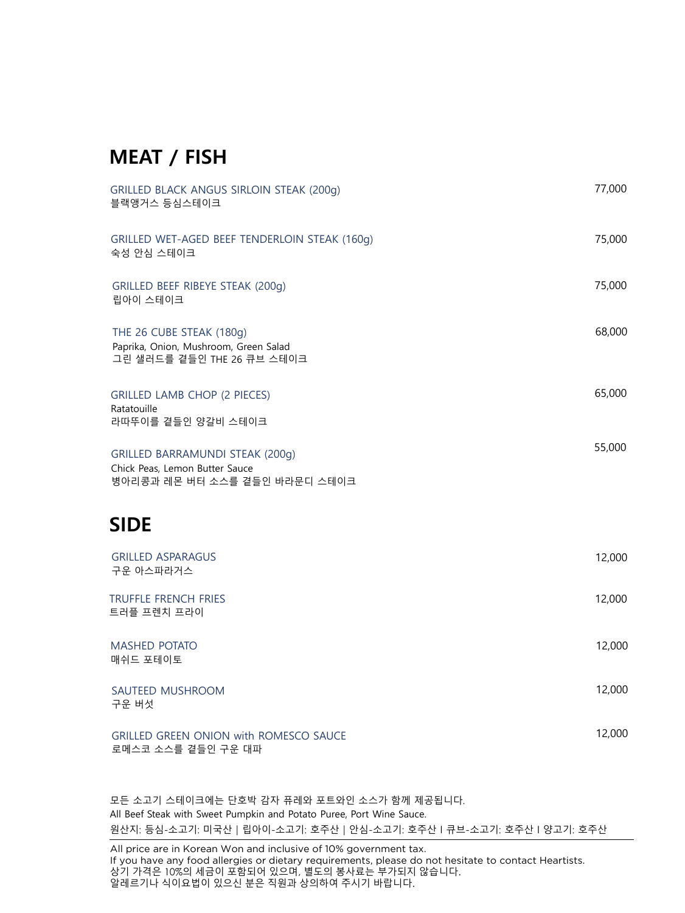## MEAT / FISH

GRILLED BLACK ANGUS SIRLOIN STEAK (200g) — 77,000
블랙앵거스 등심스테이크

GRILLED WET-AGED BEEF TENDERLOIN STEAK (160g) — 75,000
숙성 안심 스테이크

GRILLED BEEF RIBEYE STEAK (200g) — 75,000
립아이 스테이크

THE 26 CUBE STEAK (180g) — 68,000
Paprika, Onion, Mushroom, Green Salad
그린 샐러드를 곁들인 THE 26 큐브 스테이크

GRILLED LAMB CHOP (2 PIECES) — 65,000
Ratatouille
라따뚜이를 곁들인 양갈비 스테이크

GRILLED BARRAMUNDI STEAK (200g) — 55,000
Chick Peas, Lemon Butter Sauce
병아리콩과 레몬 버터 소스를 곁들인 바라문디 스테이크

## SIDE

GRILLED ASPARAGUS — 12,000
구운 아스파라거스

TRUFFLE FRENCH FRIES — 12,000
트러플 프렌치 프라이

MASHED POTATO — 12,000
매쉬드 포테이토

SAUTEED MUSHROOM — 12,000
구운 버섯

GRILLED GREEN ONION with ROMESCO SAUCE — 12,000
로메스코 소스를 곁들인 구운 대파

모든 소고기 스테이크에는 단호박 감자 퓨레와 포트와인 소스가 함께 제공됩니다.
All Beef Steak with Sweet Pumpkin and Potato Puree, Port Wine Sauce.
원산지: 등심-소고기: 미국산 | 립아이-소고기: 호주산 | 안심-소고기: 호주산 I 큐브-소고기: 호주산 I 양고기: 호주산

---

All price are in Korean Won and inclusive of 10% government tax.
If you have any food allergies or dietary requirements, please do not hesitate to contact Heartists.
상기 가격은 10%의 세금이 포함되어 있으며, 별도의 봉사료는 부가되지 않습니다.
알레르기나 식이요법이 있으신 분은 직원과 상의하여 주시기 바랍니다.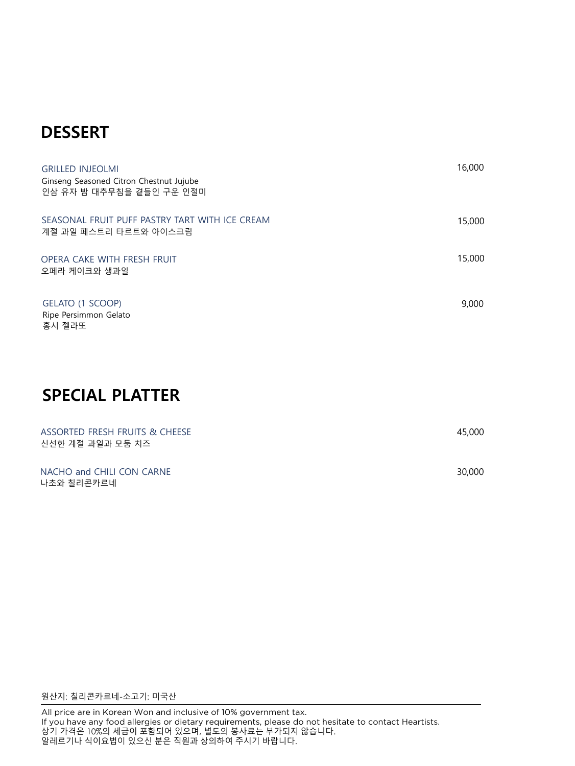## DESSERT

GRILLED INJEOLMI — 16,000
Ginseng Seasoned Citron Chestnut Jujube
인삼 유자 밤 대추무침을 곁들인 구운 인절미

SEASONAL FRUIT PUFF PASTRY TART WITH ICE CREAM — 15,000
계절 과일 페스트리 타르트와 아이스크림

OPERA CAKE WITH FRESH FRUIT — 15,000
오페라 케이크와 생과일

GELATO (1 SCOOP) — 9,000
Ripe Persimmon Gelato
홍시 젤라또

## SPECIAL PLATTER

ASSORTED FRESH FRUITS & CHEESE — 45,000
신선한 계절 과일과 모둠 치즈

NACHO and CHILI CON CARNE — 30,000
나초와 칠리콘카르네

원산지: 칠리콘카르네-소고기: 미국산

---

All price are in Korean Won and inclusive of 10% government tax.
If you have any food allergies or dietary requirements, please do not hesitate to contact Heartists.
상기 가격은 10%의 세금이 포함되어 있으며, 별도의 봉사료는 부가되지 않습니다.
알레르기나 식이요법이 있으신 분은 직원과 상의하여 주시기 바랍니다.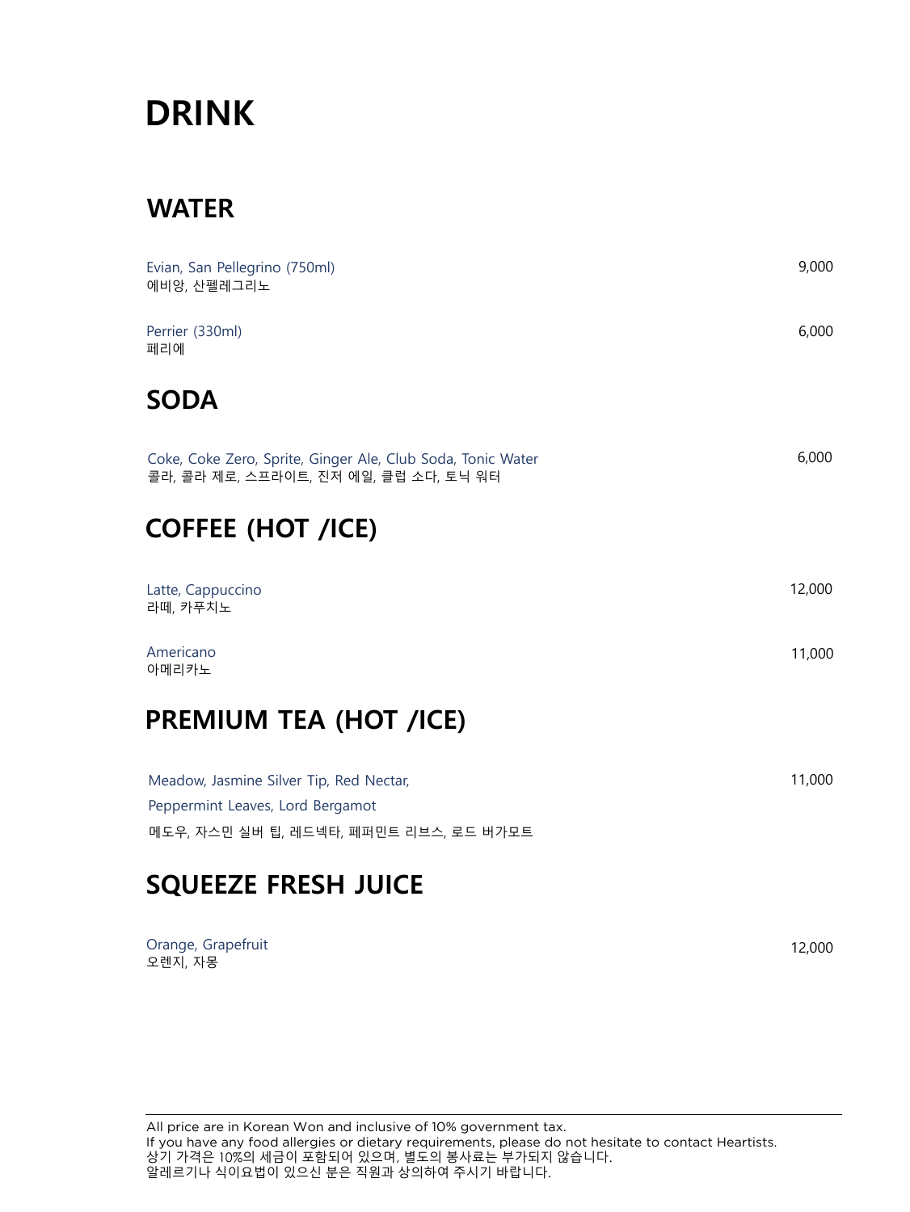# DRINK

## WATER

Evian, San Pellegrino (750ml)
에비앙, 산펠레그리노
9,000

Perrier (330ml)
페리에
6,000

## SODA

Coke, Coke Zero, Sprite, Ginger Ale, Club Soda, Tonic Water
콜라, 콜라 제로, 스프라이트, 진저 에일, 클럽 소다, 토닉 워터
6,000

## COFFEE (HOT /ICE)

Latte, Cappuccino
라떼, 카푸치노
12,000

Americano
아메리카노
11,000

## PREMIUM TEA (HOT /ICE)

Meadow, Jasmine Silver Tip, Red Nectar,
Peppermint Leaves, Lord Bergamot
메도우, 자스민 실버 팁, 레드넥타, 페퍼민트 리브스, 로드 버가모트
11,000

## SQUEEZE FRESH JUICE

Orange, Grapefruit
오렌지, 자몽
12,000

---

All price are in Korean Won and inclusive of 10% government tax.
If you have any food allergies or dietary requirements, please do not hesitate to contact Heartists.
상기 가격은 10%의 세금이 포함되어 있으며, 별도의 봉사료는 부가되지 않습니다.
알레르기나 식이요법이 있으신 분은 직원과 상의하여 주시기 바랍니다.